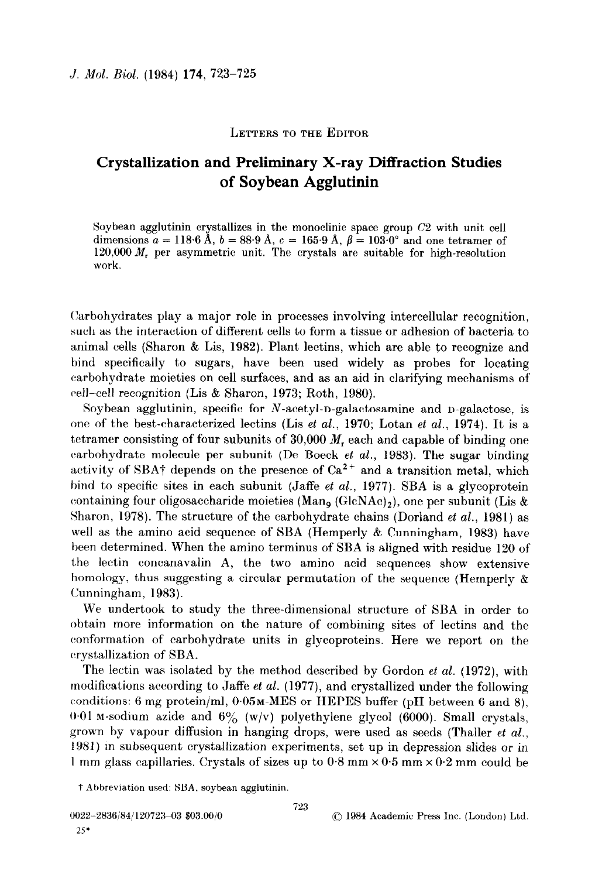LETTERS TO THE EDITOR

# Crystallization and Preliminary X-ray Diffraction Studies of Soybean Agglutinin

Soybean agglutinin crystallizes in the monoclinic space group $C2$ with unit cell dimensions $a = 118{\cdot}6$ Å, $b = 88{\cdot}9$ Å, $c = 165{\cdot}9$ Å, $\beta = 103{\cdot}0°$ and one tetramer of 120,000 $M_r$ per asymmetric unit. The crystals are suitable for high-resolution work.

Carbohydrates play a major role in processes involving intercellular recognition, such as the interaction of different cells to form a tissue or adhesion of bacteria to animal cells (Sharon & Lis, 1982). Plant lectins, which are able to recognize and bind specifically to sugars, have been used widely as probes for locating carbohydrate moieties on cell surfaces, and as an aid in clarifying mechanisms of cell–cell recognition (Lis & Sharon, 1973; Roth, 1980).

Soybean agglutinin, specific for *N*-acetyl-D-galactosamine and D-galactose, is one of the best-characterized lectins (Lis *et al.*, 1970; Lotan *et al.*, 1974). It is a tetramer consisting of four subunits of 30,000 $M_r$ each and capable of binding one carbohydrate molecule per subunit (De Boeck *et al.*, 1983). The sugar binding activity of SBA† depends on the presence of $Ca^{2+}$ and a transition metal, which bind to specific sites in each subunit (Jaffe *et al.*, 1977). SBA is a glycoprotein containing four oligosaccharide moieties ($Man_9$ $(GlcNAc)_2$), one per subunit (Lis & Sharon, 1978). The structure of the carbohydrate chains (Dorland *et al.*, 1981) as well as the amino acid sequence of SBA (Hemperly & Cunningham, 1983) have been determined. When the amino terminus of SBA is aligned with residue 120 of the lectin concanavalin A, the two amino acid sequences show extensive homology, thus suggesting a circular permutation of the sequence (Hemperly & Cunningham, 1983).

We undertook to study the three-dimensional structure of SBA in order to obtain more information on the nature of combining sites of lectins and the conformation of carbohydrate units in glycoproteins. Here we report on the crystallization of SBA.

The lectin was isolated by the method described by Gordon *et al.* (1972), with modifications according to Jaffe *et al.* (1977), and crystallized under the following conditions: 6 mg protein/ml, 0·05M-MES or HEPES buffer (pH between 6 and 8), 0·01 M-sodium azide and 6% (w/v) polyethylene glycol (6000). Small crystals, grown by vapour diffusion in hanging drops, were used as seeds (Thaller *et al.*, 1981) in subsequent crystallization experiments, set up in depression slides or in 1 mm glass capillaries. Crystals of sizes up to 0·8 mm × 0·5 mm × 0·2 mm could be

† Abbreviation used: SBA, soybean agglutinin.

0022-2836/84/120723-03 $03.00/0 © 1984 Academic Press Inc. (London) Ltd.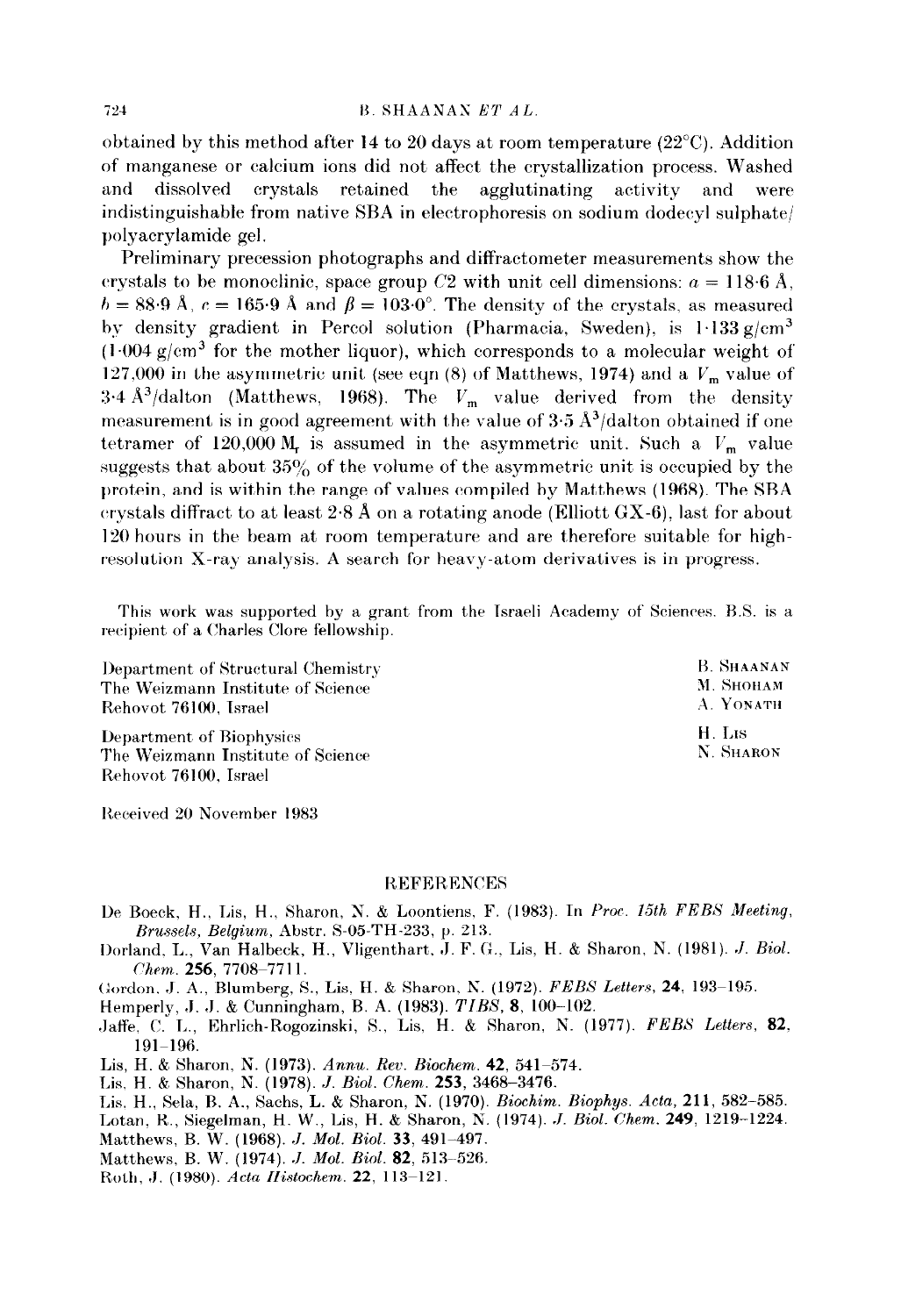obtained by this method after 14 to 20 days at room temperature (22°C). Addition of manganese or calcium ions did not affect the crystallization process. Washed and dissolved crystals retained the agglutinating activity and were indistinguishable from native SBA in electrophoresis on sodium dodecyl sulphate/polyacrylamide gel.

Preliminary precession photographs and diffractometer measurements show the crystals to be monoclinic, space group $C2$ with unit cell dimensions: $a = 118{\cdot}6$ Å, $b = 88{\cdot}9$ Å, $c = 165{\cdot}9$ Å and $\beta = 103{\cdot}0°$. The density of the crystals, as measured by density gradient in Percol solution (Pharmacia, Sweden), is $1{\cdot}133$ g/cm$^3$ ($1{\cdot}004$ g/cm$^3$ for the mother liquor), which corresponds to a molecular weight of 127,000 in the asymmetric unit (see eqn (8) of Matthews, 1974) and a $V_m$ value of $3{\cdot}4$ Å$^3$/dalton (Matthews, 1968). The $V_m$ value derived from the density measurement is in good agreement with the value of $3{\cdot}5$ Å$^3$/dalton obtained if one tetramer of 120,000 $M_r$ is assumed in the asymmetric unit. Such a $V_m$ value suggests that about 35% of the volume of the asymmetric unit is occupied by the protein, and is within the range of values compiled by Matthews (1968). The SBA crystals diffract to at least $2{\cdot}8$ Å on a rotating anode (Elliott GX-6), last for about 120 hours in the beam at room temperature and are therefore suitable for high-resolution X-ray analysis. A search for heavy-atom derivatives is in progress.

This work was supported by a grant from the Israeli Academy of Sciences. B.S. is a recipient of a Charles Clore fellowship.

Department of Structural Chemistry
The Weizmann Institute of Science
Rehovot 76100, Israel

B. Shaanan
M. Shoham
A. Yonath

Department of Biophysics
The Weizmann Institute of Science
Rehovot 76100, Israel

H. Lis
N. Sharon

Received 20 November 1983

## REFERENCES

De Boeck, H., Lis, H., Sharon, N. & Loontiens, F. (1983). In *Proc. 15th FEBS Meeting, Brussels, Belgium*, Abstr. S-05-TH-233, p. 213.

Dorland, L., Van Halbeck, H., Vligenthart, J. F. G., Lis, H. & Sharon, N. (1981). *J. Biol. Chem.* **256**, 7708–7711.

Gordon, J. A., Blumberg, S., Lis, H. & Sharon, N. (1972). *FEBS Letters*, **24**, 193–195.

Hemperly, J. J. & Cunningham, B. A. (1983). *TIBS*, **8**, 100–102.

Jaffe, C. L., Ehrlich-Rogozinski, S., Lis, H. & Sharon, N. (1977). *FEBS Letters*, **82**, 191–196.

Lis, H. & Sharon, N. (1973). *Annu. Rev. Biochem.* **42**, 541–574.

Lis, H. & Sharon, N. (1978). *J. Biol. Chem.* **253**, 3468–3476.

Lis, H., Sela, B. A., Sachs, L. & Sharon, N. (1970). *Biochim. Biophys. Acta*, **211**, 582–585.

Lotan, R., Siegelman, H. W., Lis, H. & Sharon, N. (1974). *J. Biol. Chem.* **249**, 1219–1224.

Matthews, B. W. (1968). *J. Mol. Biol.* **33**, 491–497.

Matthews, B. W. (1974). *J. Mol. Biol.* **82**, 513–526.

Roth, J. (1980). *Acta Histochem.* **22**, 113–121.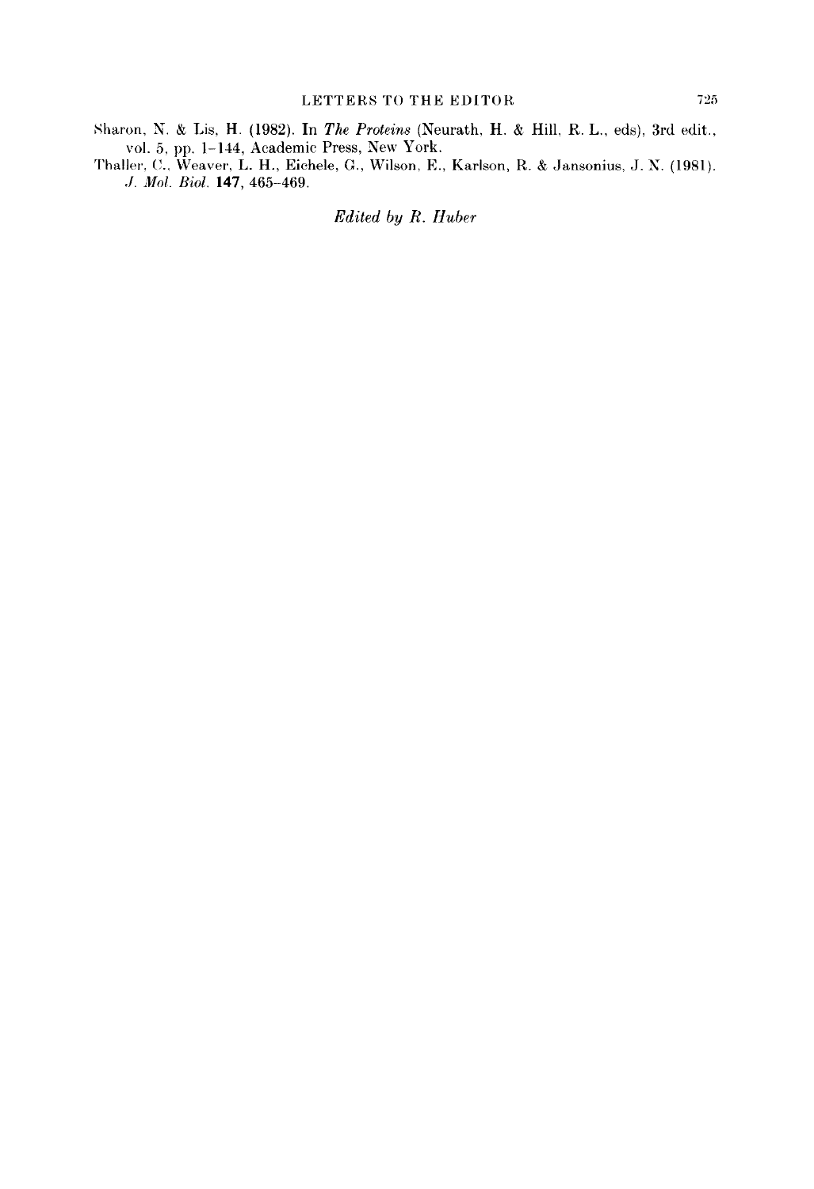Sharon, N. & Lis, H. (1982). In *The Proteins* (Neurath, H. & Hill, R. L., eds), 3rd edit., vol. 5, pp. 1–144, Academic Press, New York.

Thaller, C., Weaver, L. H., Eichele, G., Wilson, E., Karlson, R. & Jansonius, J. N. (1981). *J. Mol. Biol.* **147**, 465–469.

*Edited by R. Huber*